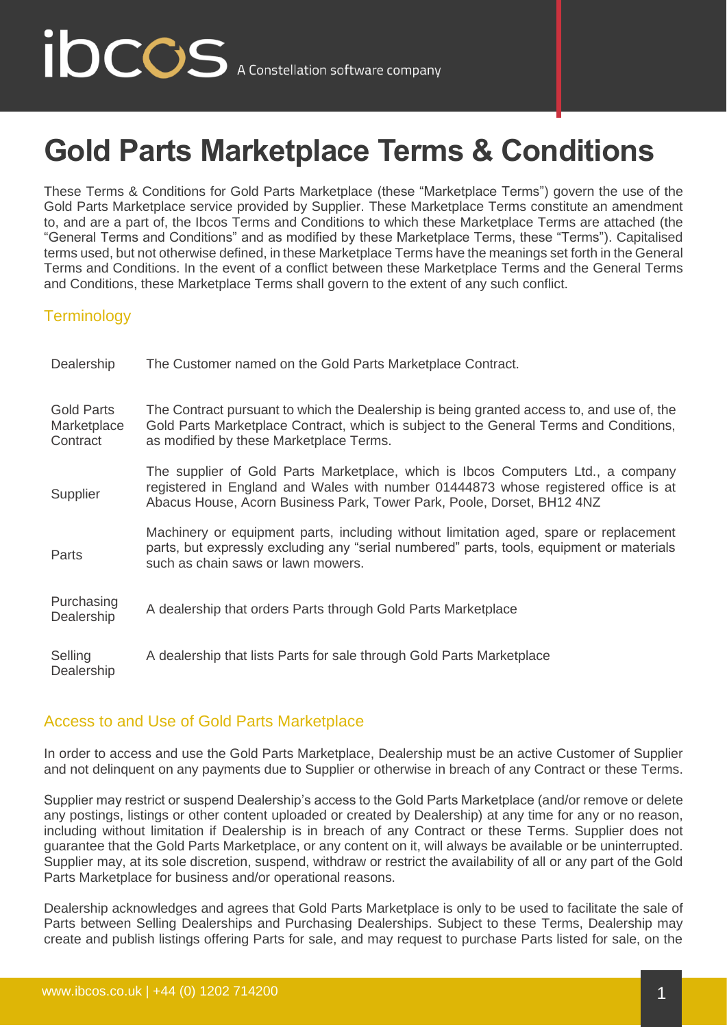# Gold Parts Marketplace Terms & Conditions

These Terms & Conditions for Gold Parts Marketplace (these "Marketplace Terms") govern the use of the Gold Parts Marketplace service provided by Supplier. These Marketplace Terms constitute an amendment to, and are a part of, the Ibcos Terms and Conditions to which these Marketplace Terms are attached (the "General Terms and Conditions" and as modified by these Marketplace Terms, these "Terms"). Capitalised terms used, but not otherwise defined, in these Marketplace Terms have the meanings set forth in the General Terms and Conditions. In the event of a conflict between these Marketplace Terms and the General Terms and Conditions, these Marketplace Terms shall govern to the extent of any such conflict.

## Terminology

| | |
|---|---|
| Dealership | The Customer named on the Gold Parts Marketplace Contract. |
| Gold Parts Marketplace Contract | The Contract pursuant to which the Dealership is being granted access to, and use of, the Gold Parts Marketplace Contract, which is subject to the General Terms and Conditions, as modified by these Marketplace Terms. |
| Supplier | The supplier of Gold Parts Marketplace, which is Ibcos Computers Ltd., a company registered in England and Wales with number 01444873 whose registered office is at Abacus House, Acorn Business Park, Tower Park, Poole, Dorset, BH12 4NZ |
| Parts | Machinery or equipment parts, including without limitation aged, spare or replacement parts, but expressly excluding any "serial numbered" parts, tools, equipment or materials such as chain saws or lawn mowers. |
| Purchasing Dealership | A dealership that orders Parts through Gold Parts Marketplace |
| Selling Dealership | A dealership that lists Parts for sale through Gold Parts Marketplace |

## Access to and Use of Gold Parts Marketplace

In order to access and use the Gold Parts Marketplace, Dealership must be an active Customer of Supplier and not delinquent on any payments due to Supplier or otherwise in breach of any Contract or these Terms.

Supplier may restrict or suspend Dealership's access to the Gold Parts Marketplace (and/or remove or delete any postings, listings or other content uploaded or created by Dealership) at any time for any or no reason, including without limitation if Dealership is in breach of any Contract or these Terms. Supplier does not guarantee that the Gold Parts Marketplace, or any content on it, will always be available or be uninterrupted. Supplier may, at its sole discretion, suspend, withdraw or restrict the availability of all or any part of the Gold Parts Marketplace for business and/or operational reasons.

Dealership acknowledges and agrees that Gold Parts Marketplace is only to be used to facilitate the sale of Parts between Selling Dealerships and Purchasing Dealerships. Subject to these Terms, Dealership may create and publish listings offering Parts for sale, and may request to purchase Parts listed for sale, on the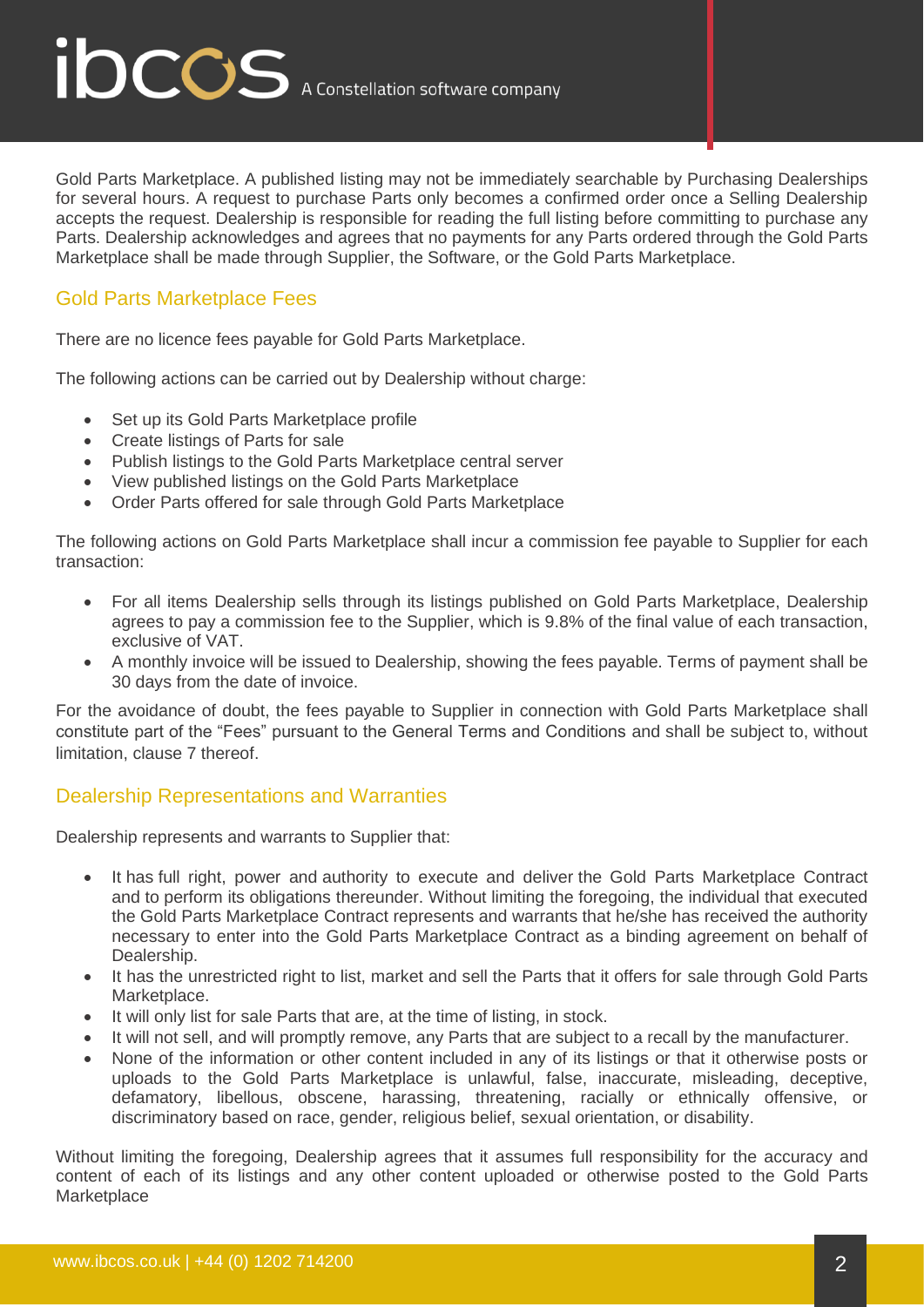Gold Parts Marketplace. A published listing may not be immediately searchable by Purchasing Dealerships for several hours. A request to purchase Parts only becomes a confirmed order once a Selling Dealership accepts the request. Dealership is responsible for reading the full listing before committing to purchase any Parts. Dealership acknowledges and agrees that no payments for any Parts ordered through the Gold Parts Marketplace shall be made through Supplier, the Software, or the Gold Parts Marketplace.

## Gold Parts Marketplace Fees

There are no licence fees payable for Gold Parts Marketplace.

The following actions can be carried out by Dealership without charge:

- Set up its Gold Parts Marketplace profile
- Create listings of Parts for sale
- Publish listings to the Gold Parts Marketplace central server
- View published listings on the Gold Parts Marketplace
- Order Parts offered for sale through Gold Parts Marketplace

The following actions on Gold Parts Marketplace shall incur a commission fee payable to Supplier for each transaction:

- For all items Dealership sells through its listings published on Gold Parts Marketplace, Dealership agrees to pay a commission fee to the Supplier, which is 9.8% of the final value of each transaction, exclusive of VAT.
- A monthly invoice will be issued to Dealership, showing the fees payable. Terms of payment shall be 30 days from the date of invoice.

For the avoidance of doubt, the fees payable to Supplier in connection with Gold Parts Marketplace shall constitute part of the "Fees" pursuant to the General Terms and Conditions and shall be subject to, without limitation, clause 7 thereof.

## Dealership Representations and Warranties

Dealership represents and warrants to Supplier that:

- It has full right, power and authority to execute and deliver the Gold Parts Marketplace Contract and to perform its obligations thereunder. Without limiting the foregoing, the individual that executed the Gold Parts Marketplace Contract represents and warrants that he/she has received the authority necessary to enter into the Gold Parts Marketplace Contract as a binding agreement on behalf of Dealership.
- It has the unrestricted right to list, market and sell the Parts that it offers for sale through Gold Parts Marketplace.
- It will only list for sale Parts that are, at the time of listing, in stock.
- It will not sell, and will promptly remove, any Parts that are subject to a recall by the manufacturer.
- None of the information or other content included in any of its listings or that it otherwise posts or uploads to the Gold Parts Marketplace is unlawful, false, inaccurate, misleading, deceptive, defamatory, libellous, obscene, harassing, threatening, racially or ethnically offensive, or discriminatory based on race, gender, religious belief, sexual orientation, or disability.

Without limiting the foregoing, Dealership agrees that it assumes full responsibility for the accuracy and content of each of its listings and any other content uploaded or otherwise posted to the Gold Parts Marketplace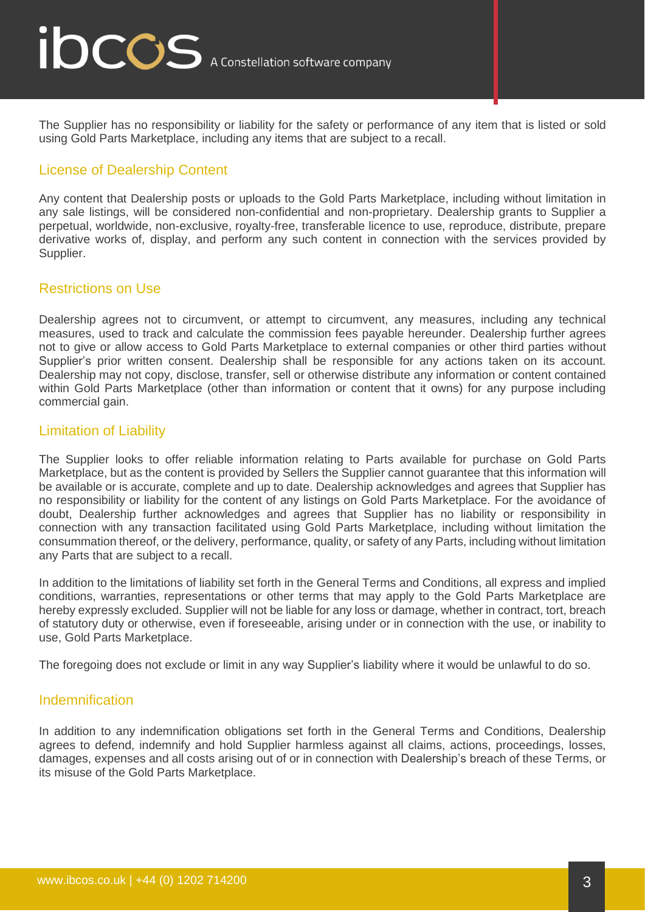The Supplier has no responsibility or liability for the safety or performance of any item that is listed or sold using Gold Parts Marketplace, including any items that are subject to a recall.

## License of Dealership Content

Any content that Dealership posts or uploads to the Gold Parts Marketplace, including without limitation in any sale listings, will be considered non-confidential and non-proprietary. Dealership grants to Supplier a perpetual, worldwide, non-exclusive, royalty-free, transferable licence to use, reproduce, distribute, prepare derivative works of, display, and perform any such content in connection with the services provided by Supplier.

## Restrictions on Use

Dealership agrees not to circumvent, or attempt to circumvent, any measures, including any technical measures, used to track and calculate the commission fees payable hereunder. Dealership further agrees not to give or allow access to Gold Parts Marketplace to external companies or other third parties without Supplier's prior written consent. Dealership shall be responsible for any actions taken on its account. Dealership may not copy, disclose, transfer, sell or otherwise distribute any information or content contained within Gold Parts Marketplace (other than information or content that it owns) for any purpose including commercial gain.

## Limitation of Liability

The Supplier looks to offer reliable information relating to Parts available for purchase on Gold Parts Marketplace, but as the content is provided by Sellers the Supplier cannot guarantee that this information will be available or is accurate, complete and up to date. Dealership acknowledges and agrees that Supplier has no responsibility or liability for the content of any listings on Gold Parts Marketplace. For the avoidance of doubt, Dealership further acknowledges and agrees that Supplier has no liability or responsibility in connection with any transaction facilitated using Gold Parts Marketplace, including without limitation the consummation thereof, or the delivery, performance, quality, or safety of any Parts, including without limitation any Parts that are subject to a recall.

In addition to the limitations of liability set forth in the General Terms and Conditions, all express and implied conditions, warranties, representations or other terms that may apply to the Gold Parts Marketplace are hereby expressly excluded. Supplier will not be liable for any loss or damage, whether in contract, tort, breach of statutory duty or otherwise, even if foreseeable, arising under or in connection with the use, or inability to use, Gold Parts Marketplace.

The foregoing does not exclude or limit in any way Supplier's liability where it would be unlawful to do so.

## Indemnification

In addition to any indemnification obligations set forth in the General Terms and Conditions, Dealership agrees to defend, indemnify and hold Supplier harmless against all claims, actions, proceedings, losses, damages, expenses and all costs arising out of or in connection with Dealership's breach of these Terms, or its misuse of the Gold Parts Marketplace.